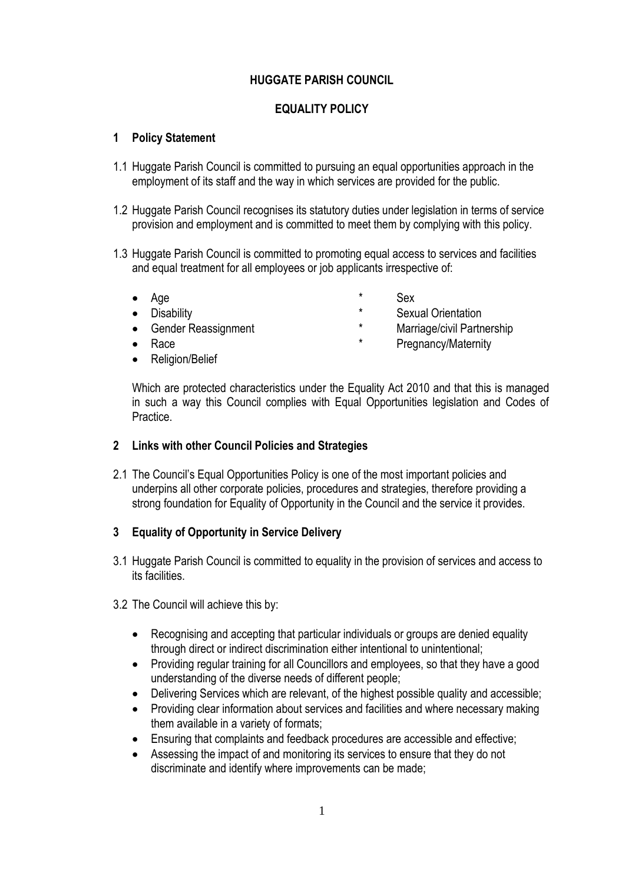# HUGGATE PARISH COUNCIL

## EQUALITY POLICY

### 1 Policy Statement

1.1 Huggate Parish Council is committed to pursuing an equal opportunities approach in the employment of its staff and the way in which services are provided for the public.

1.2 Huggate Parish Council recognises its statutory duties under legislation in terms of service provision and employment and is committed to meet them by complying with this policy.

1.3 Huggate Parish Council is committed to promoting equal access to services and facilities and equal treatment for all employees or job applicants irrespective of:

- Age
- Disability
- Gender Reassignment
- Race
- Religion/Belief

* Sex
* Sexual Orientation
* Marriage/civil Partnership
* Pregnancy/Maternity

Which are protected characteristics under the Equality Act 2010 and that this is managed in such a way this Council complies with Equal Opportunities legislation and Codes of Practice.

### 2 Links with other Council Policies and Strategies

2.1 The Council's Equal Opportunities Policy is one of the most important policies and underpins all other corporate policies, procedures and strategies, therefore providing a strong foundation for Equality of Opportunity in the Council and the service it provides.

### 3 Equality of Opportunity in Service Delivery

3.1 Huggate Parish Council is committed to equality in the provision of services and access to its facilities.

3.2 The Council will achieve this by:

- Recognising and accepting that particular individuals or groups are denied equality through direct or indirect discrimination either intentional to unintentional;
- Providing regular training for all Councillors and employees, so that they have a good understanding of the diverse needs of different people;
- Delivering Services which are relevant, of the highest possible quality and accessible;
- Providing clear information about services and facilities and where necessary making them available in a variety of formats;
- Ensuring that complaints and feedback procedures are accessible and effective;
- Assessing the impact of and monitoring its services to ensure that they do not discriminate and identify where improvements can be made;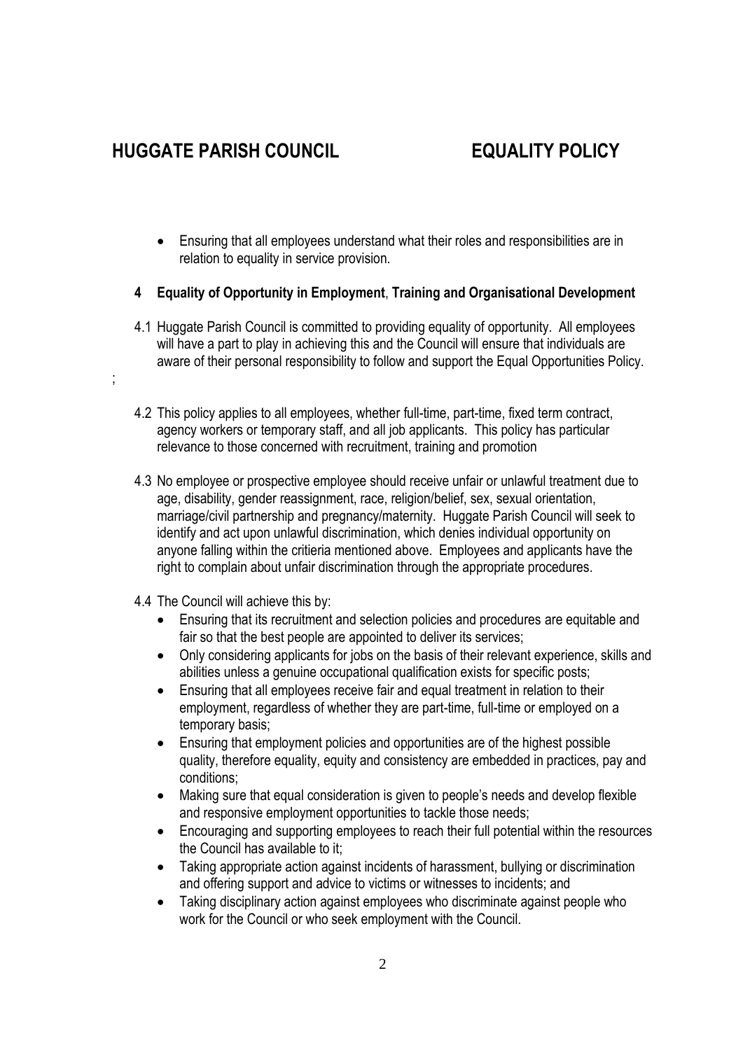# HUGGATE PARISH COUNCIL EQUALITY POLICY

- Ensuring that all employees understand what their roles and responsibilities are in relation to equality in service provision.

## 4 Equality of Opportunity in Employment, Training and Organisational Development

4.1 Huggate Parish Council is committed to providing equality of opportunity. All employees will have a part to play in achieving this and the Council will ensure that individuals are aware of their personal responsibility to follow and support the Equal Opportunities Policy.

;

4.2 This policy applies to all employees, whether full-time, part-time, fixed term contract, agency workers or temporary staff, and all job applicants. This policy has particular relevance to those concerned with recruitment, training and promotion

4.3 No employee or prospective employee should receive unfair or unlawful treatment due to age, disability, gender reassignment, race, religion/belief, sex, sexual orientation, marriage/civil partnership and pregnancy/maternity. Huggate Parish Council will seek to identify and act upon unlawful discrimination, which denies individual opportunity on anyone falling within the critieria mentioned above. Employees and applicants have the right to complain about unfair discrimination through the appropriate procedures.

4.4 The Council will achieve this by:

- Ensuring that its recruitment and selection policies and procedures are equitable and fair so that the best people are appointed to deliver its services;
- Only considering applicants for jobs on the basis of their relevant experience, skills and abilities unless a genuine occupational qualification exists for specific posts;
- Ensuring that all employees receive fair and equal treatment in relation to their employment, regardless of whether they are part-time, full-time or employed on a temporary basis;
- Ensuring that employment policies and opportunities are of the highest possible quality, therefore equality, equity and consistency are embedded in practices, pay and conditions;
- Making sure that equal consideration is given to people's needs and develop flexible and responsive employment opportunities to tackle those needs;
- Encouraging and supporting employees to reach their full potential within the resources the Council has available to it;
- Taking appropriate action against incidents of harassment, bullying or discrimination and offering support and advice to victims or witnesses to incidents; and
- Taking disciplinary action against employees who discriminate against people who work for the Council or who seek employment with the Council.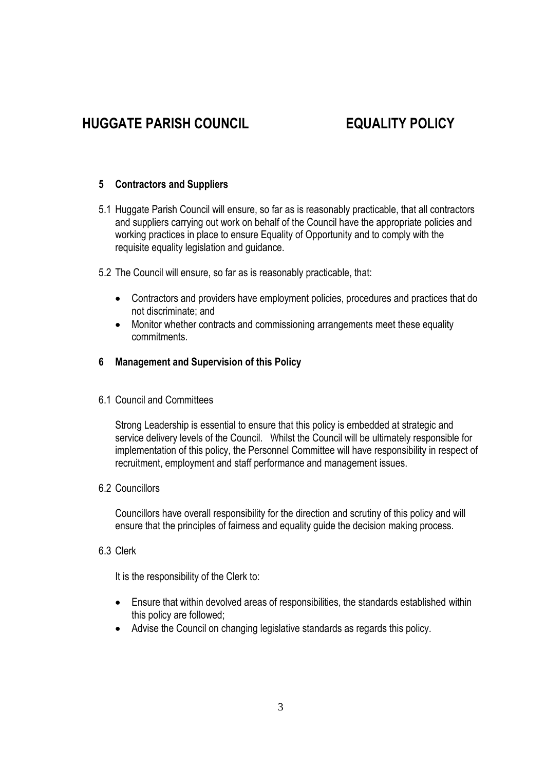# HUGGATE PARISH COUNCIL EQUALITY POLICY

### 5 Contractors and Suppliers

5.1 Huggate Parish Council will ensure, so far as is reasonably practicable, that all contractors and suppliers carrying out work on behalf of the Council have the appropriate policies and working practices in place to ensure Equality of Opportunity and to comply with the requisite equality legislation and guidance.

5.2 The Council will ensure, so far as is reasonably practicable, that:

- Contractors and providers have employment policies, procedures and practices that do not discriminate; and
- Monitor whether contracts and commissioning arrangements meet these equality commitments.

### 6 Management and Supervision of this Policy

6.1 Council and Committees

Strong Leadership is essential to ensure that this policy is embedded at strategic and service delivery levels of the Council. Whilst the Council will be ultimately responsible for implementation of this policy, the Personnel Committee will have responsibility in respect of recruitment, employment and staff performance and management issues.

6.2 Councillors

Councillors have overall responsibility for the direction and scrutiny of this policy and will ensure that the principles of fairness and equality guide the decision making process.

6.3 Clerk

It is the responsibility of the Clerk to:

- Ensure that within devolved areas of responsibilities, the standards established within this policy are followed;
- Advise the Council on changing legislative standards as regards this policy.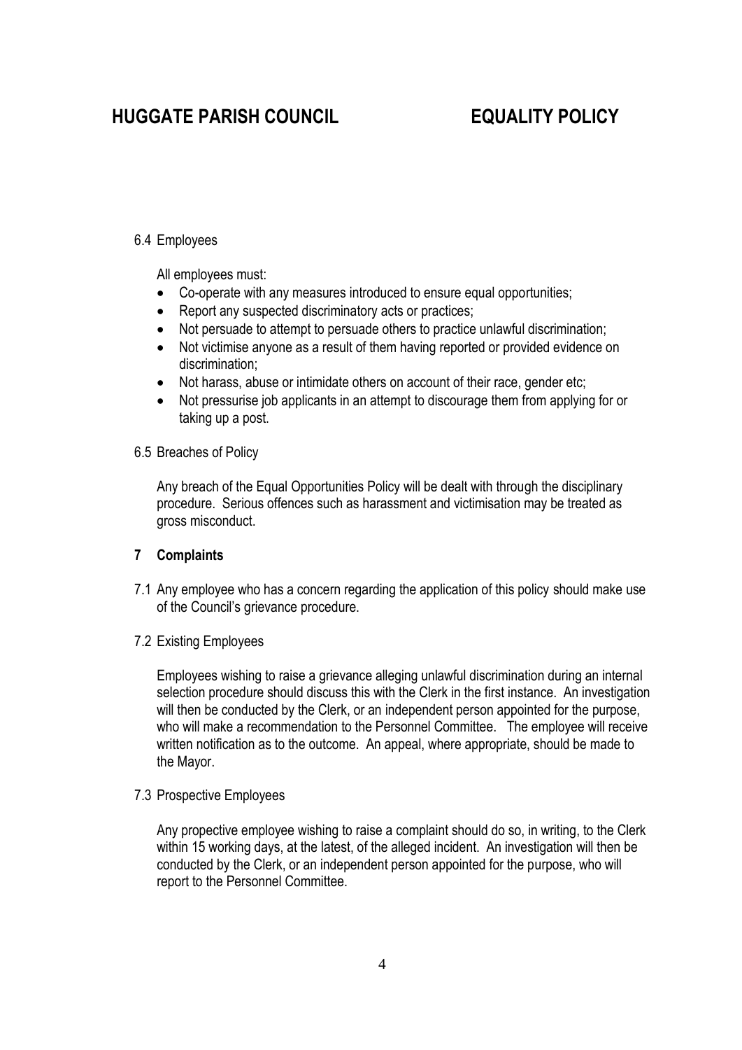6.4 Employees

All employees must:

- Co-operate with any measures introduced to ensure equal opportunities;
- Report any suspected discriminatory acts or practices;
- Not persuade to attempt to persuade others to practice unlawful discrimination;
- Not victimise anyone as a result of them having reported or provided evidence on discrimination;
- Not harass, abuse or intimidate others on account of their race, gender etc;
- Not pressurise job applicants in an attempt to discourage them from applying for or taking up a post.

6.5 Breaches of Policy

Any breach of the Equal Opportunities Policy will be dealt with through the disciplinary procedure. Serious offences such as harassment and victimisation may be treated as gross misconduct.

## 7 Complaints

7.1 Any employee who has a concern regarding the application of this policy should make use of the Council's grievance procedure.

7.2 Existing Employees

Employees wishing to raise a grievance alleging unlawful discrimination during an internal selection procedure should discuss this with the Clerk in the first instance. An investigation will then be conducted by the Clerk, or an independent person appointed for the purpose, who will make a recommendation to the Personnel Committee. The employee will receive written notification as to the outcome. An appeal, where appropriate, should be made to the Mayor.

7.3 Prospective Employees

Any propective employee wishing to raise a complaint should do so, in writing, to the Clerk within 15 working days, at the latest, of the alleged incident. An investigation will then be conducted by the Clerk, or an independent person appointed for the purpose, who will report to the Personnel Committee.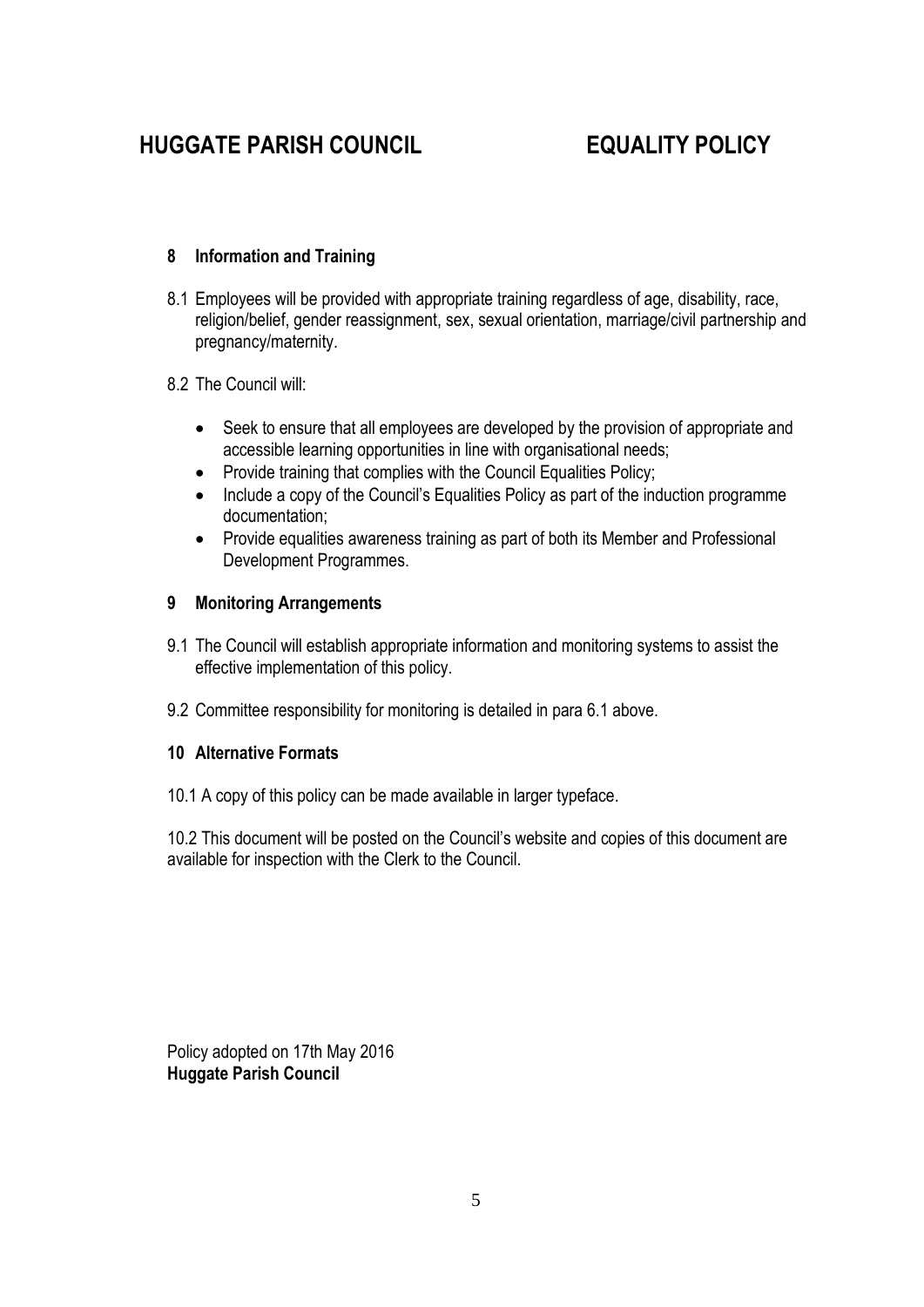## 8 Information and Training

8.1 Employees will be provided with appropriate training regardless of age, disability, race, religion/belief, gender reassignment, sex, sexual orientation, marriage/civil partnership and pregnancy/maternity.

8.2 The Council will:

- Seek to ensure that all employees are developed by the provision of appropriate and accessible learning opportunities in line with organisational needs;
- Provide training that complies with the Council Equalities Policy;
- Include a copy of the Council's Equalities Policy as part of the induction programme documentation;
- Provide equalities awareness training as part of both its Member and Professional Development Programmes.

## 9 Monitoring Arrangements

9.1 The Council will establish appropriate information and monitoring systems to assist the effective implementation of this policy.

9.2 Committee responsibility for monitoring is detailed in para 6.1 above.

## 10 Alternative Formats

10.1 A copy of this policy can be made available in larger typeface.

10.2 This document will be posted on the Council's website and copies of this document are available for inspection with the Clerk to the Council.

Policy adopted on 17th May 2016
**Huggate Parish Council**